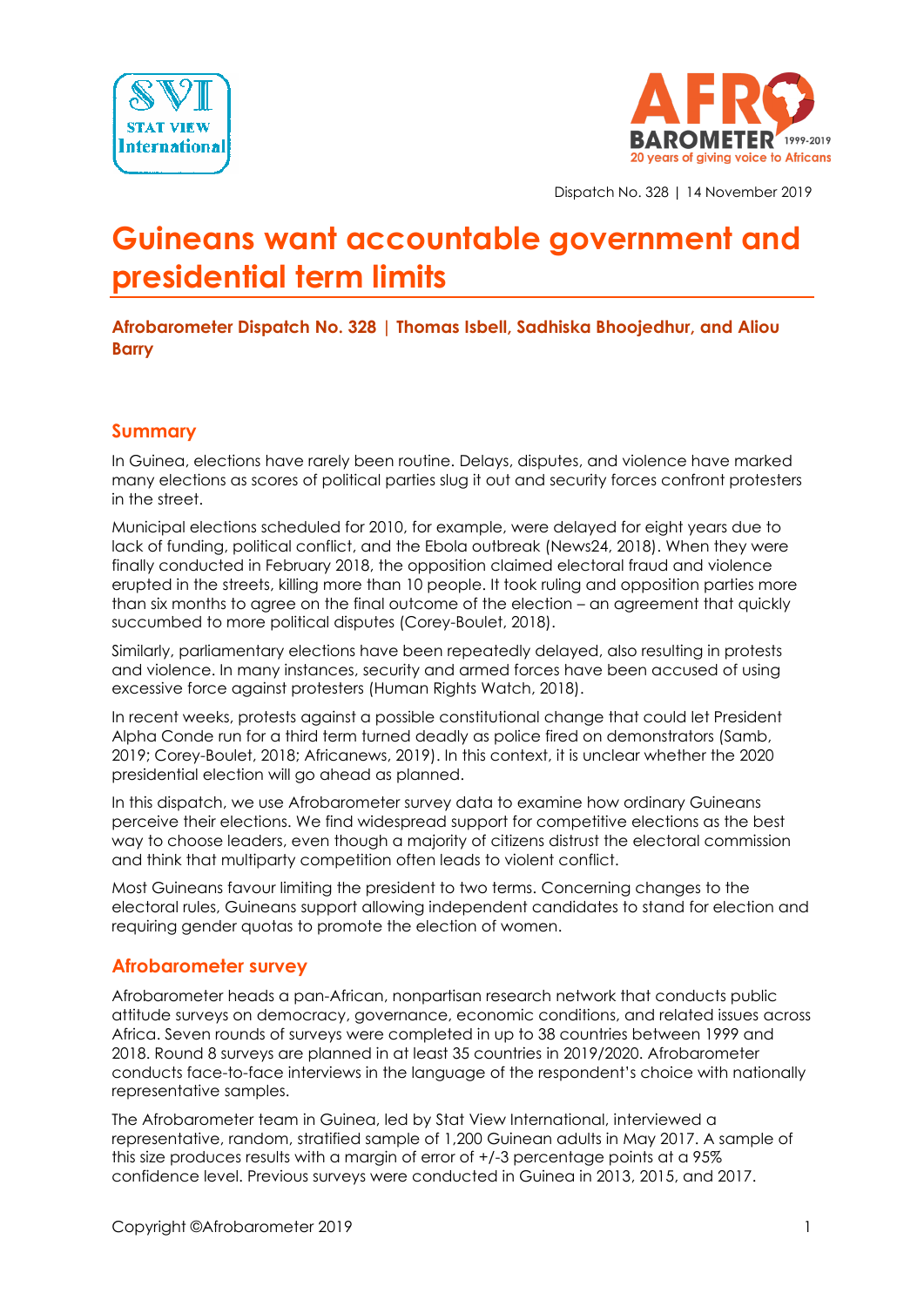Dispatch No. 328 | 14 November 2019

# Guineans want accountable government and presidential term limits

**Afrobarometer Dispatch No. 328 | Thomas Isbell, Sadhiska Bhoojedhur, and Aliou Barry**

## Summary

In Guinea, elections have rarely been routine. Delays, disputes, and violence have marked many elections as scores of political parties slug it out and security forces confront protesters in the street.

Municipal elections scheduled for 2010, for example, were delayed for eight years due to lack of funding, political conflict, and the Ebola outbreak (News24, 2018). When they were finally conducted in February 2018, the opposition claimed electoral fraud and violence erupted in the streets, killing more than 10 people. It took ruling and opposition parties more than six months to agree on the final outcome of the election – an agreement that quickly succumbed to more political disputes (Corey-Boulet, 2018).

Similarly, parliamentary elections have been repeatedly delayed, also resulting in protests and violence. In many instances, security and armed forces have been accused of using excessive force against protesters (Human Rights Watch, 2018).

In recent weeks, protests against a possible constitutional change that could let President Alpha Conde run for a third term turned deadly as police fired on demonstrators (Samb, 2019; Corey-Boulet, 2018; Africanews, 2019). In this context, it is unclear whether the 2020 presidential election will go ahead as planned.

In this dispatch, we use Afrobarometer survey data to examine how ordinary Guineans perceive their elections. We find widespread support for competitive elections as the best way to choose leaders, even though a majority of citizens distrust the electoral commission and think that multiparty competition often leads to violent conflict.

Most Guineans favour limiting the president to two terms. Concerning changes to the electoral rules, Guineans support allowing independent candidates to stand for election and requiring gender quotas to promote the election of women.

## Afrobarometer survey

Afrobarometer heads a pan-African, nonpartisan research network that conducts public attitude surveys on democracy, governance, economic conditions, and related issues across Africa. Seven rounds of surveys were completed in up to 38 countries between 1999 and 2018. Round 8 surveys are planned in at least 35 countries in 2019/2020. Afrobarometer conducts face-to-face interviews in the language of the respondent's choice with nationally representative samples.

The Afrobarometer team in Guinea, led by Stat View International, interviewed a representative, random, stratified sample of 1,200 Guinean adults in May 2017. A sample of this size produces results with a margin of error of +/-3 percentage points at a 95% confidence level. Previous surveys were conducted in Guinea in 2013, 2015, and 2017.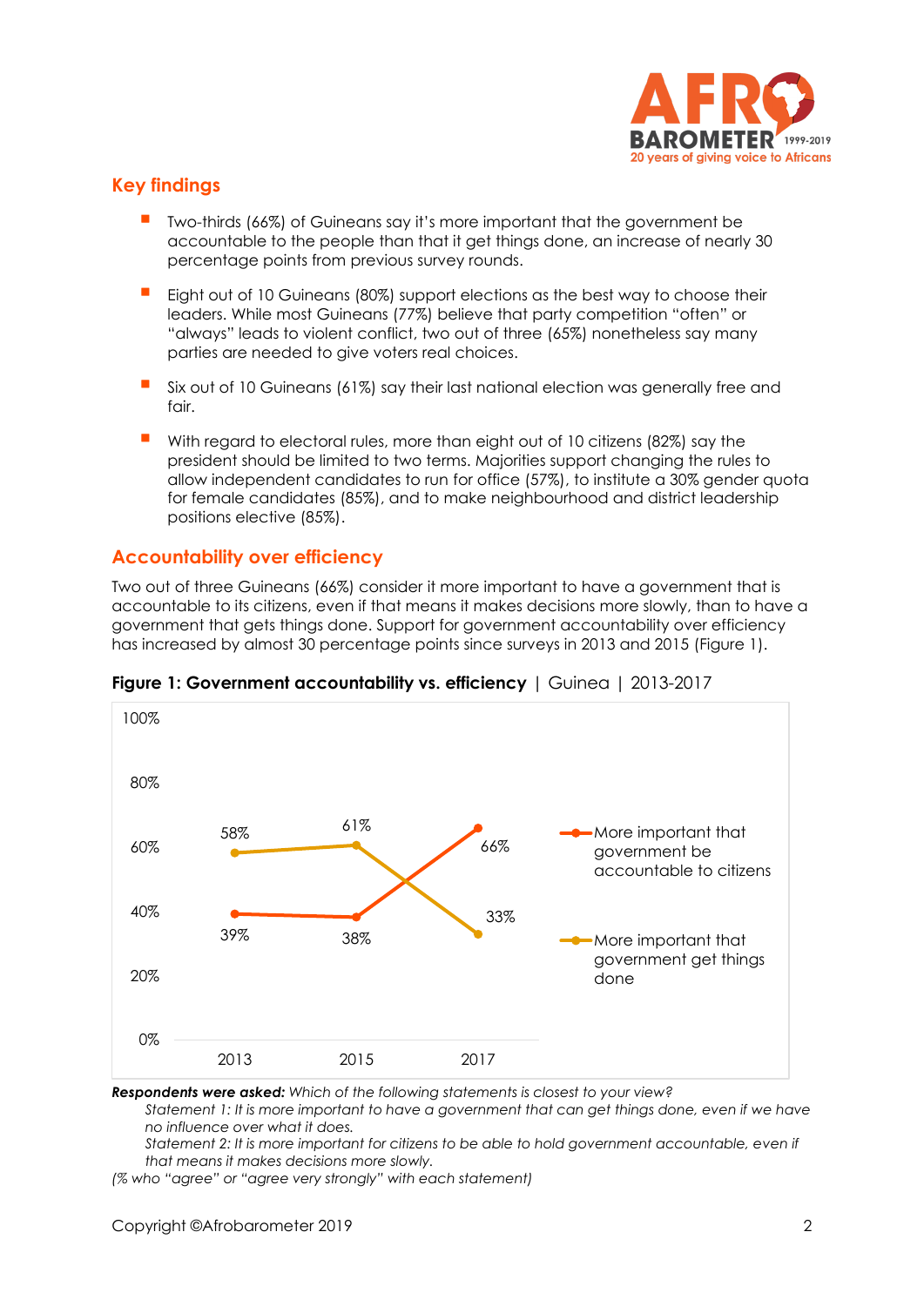## Key findings

- Two-thirds (66%) of Guineans say it's more important that the government be accountable to the people than that it get things done, an increase of nearly 30 percentage points from previous survey rounds.
- Eight out of 10 Guineans (80%) support elections as the best way to choose their leaders. While most Guineans (77%) believe that party competition "often" or "always" leads to violent conflict, two out of three (65%) nonetheless say many parties are needed to give voters real choices.
- Six out of 10 Guineans (61%) say their last national election was generally free and fair.
- With regard to electoral rules, more than eight out of 10 citizens (82%) say the president should be limited to two terms. Majorities support changing the rules to allow independent candidates to run for office (57%), to institute a 30% gender quota for female candidates (85%), and to make neighbourhood and district leadership positions elective (85%).

## Accountability over efficiency

Two out of three Guineans (66%) consider it more important to have a government that is accountable to its citizens, even if that means it makes decisions more slowly, than to have a government that gets things done. Support for government accountability over efficiency has increased by almost 30 percentage points since surveys in 2013 and 2015 (Figure 1).

**Figure 1: Government accountability vs. efficiency** | Guinea | 2013-2017

| | 2013 | 2015 | 2017 |
|---|---|---|---|
| More important that government be accountable to citizens | 39% | 38% | 66% |
| More important that government get things done | 58% | 61% | 33% |

***Respondents were asked:*** *Which of the following statements is closest to your view?*

*Statement 1: It is more important to have a government that can get things done, even if we have no influence over what it does.*

*Statement 2: It is more important for citizens to be able to hold government accountable, even if that means it makes decisions more slowly.*

*(% who "agree" or "agree very strongly" with each statement)*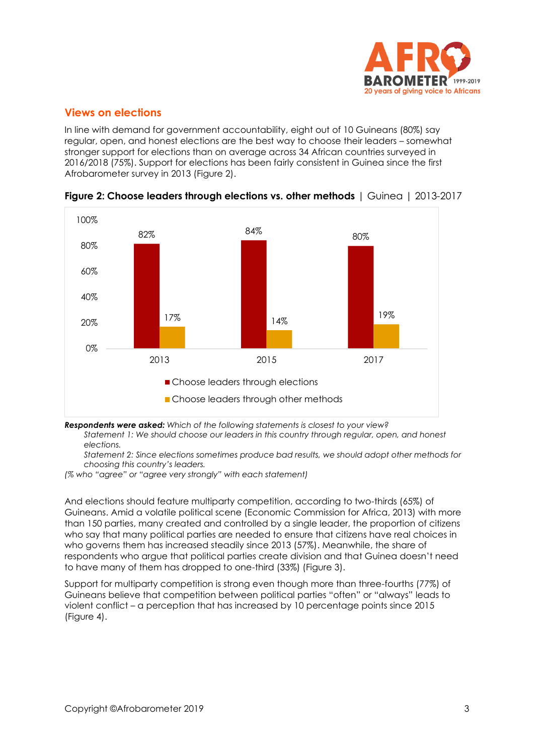## Views on elections

In line with demand for government accountability, eight out of 10 Guineans (80%) say regular, open, and honest elections are the best way to choose their leaders – somewhat stronger support for elections than on average across 34 African countries surveyed in 2016/2018 (75%). Support for elections has been fairly consistent in Guinea since the first Afrobarometer survey in 2013 (Figure 2).

**Figure 2: Choose leaders through elections vs. other methods** | Guinea | 2013-2017

| | 2013 | 2015 | 2017 |
|---|---|---|---|
| Choose leaders through elections | 82% | 84% | 80% |
| Choose leaders through other methods | 17% | 14% | 19% |

***Respondents were asked:*** *Which of the following statements is closest to your view?*

*Statement 1: We should choose our leaders in this country through regular, open, and honest elections.*

*Statement 2: Since elections sometimes produce bad results, we should adopt other methods for choosing this country's leaders.*

*(% who "agree" or "agree very strongly" with each statement)*

And elections should feature multiparty competition, according to two-thirds (65%) of Guineans. Amid a volatile political scene (Economic Commission for Africa, 2013) with more than 150 parties, many created and controlled by a single leader, the proportion of citizens who say that many political parties are needed to ensure that citizens have real choices in who governs them has increased steadily since 2013 (57%). Meanwhile, the share of respondents who argue that political parties create division and that Guinea doesn't need to have many of them has dropped to one-third (33%) (Figure 3).

Support for multiparty competition is strong even though more than three-fourths (77%) of Guineans believe that competition between political parties "often" or "always" leads to violent conflict – a perception that has increased by 10 percentage points since 2015 (Figure 4).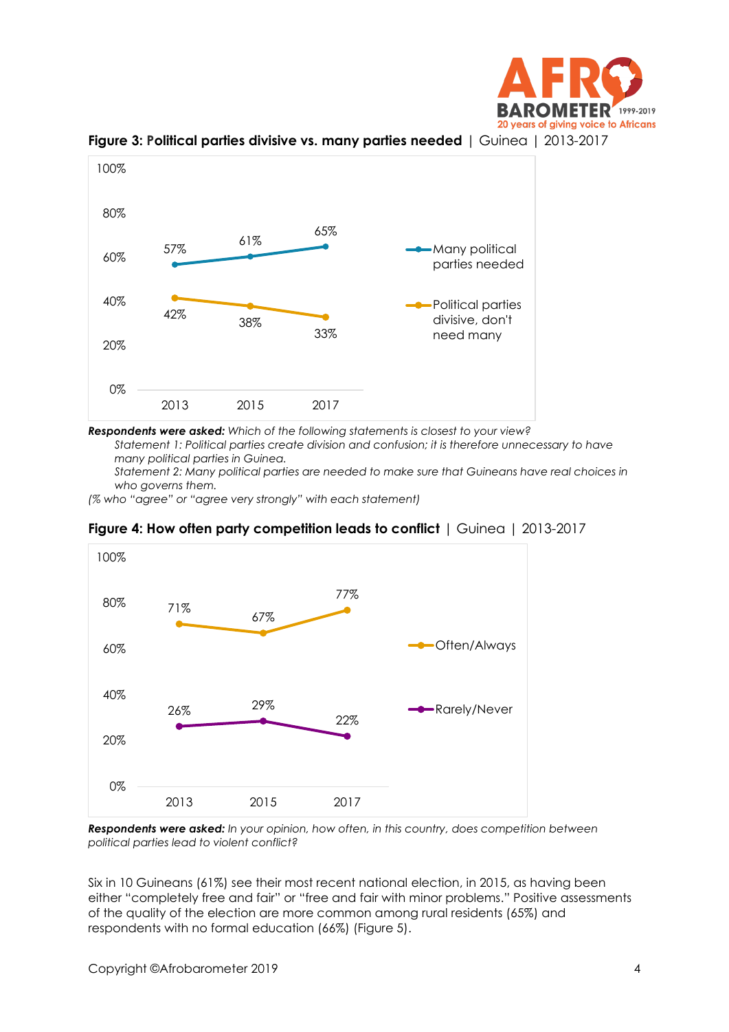**Figure 3: Political parties divisive vs. many parties needed** | Guinea | 2013-2017

| | 2013 | 2015 | 2017 |
|---|---|---|---|
| Many political parties needed | 57% | 61% | 65% |
| Political parties divisive, don't need many | 42% | 38% | 33% |

***Respondents were asked:*** *Which of the following statements is closest to your view?*

*Statement 1: Political parties create division and confusion; it is therefore unnecessary to have many political parties in Guinea.*

*Statement 2: Many political parties are needed to make sure that Guineans have real choices in who governs them.*

*(% who "agree" or "agree very strongly" with each statement)*

**Figure 4: How often party competition leads to conflict** | Guinea | 2013-2017

| | 2013 | 2015 | 2017 |
|---|---|---|---|
| Often/Always | 71% | 67% | 77% |
| Rarely/Never | 26% | 29% | 22% |

***Respondents were asked:*** *In your opinion, how often, in this country, does competition between political parties lead to violent conflict?*

Six in 10 Guineans (61%) see their most recent national election, in 2015, as having been either "completely free and fair" or "free and fair with minor problems." Positive assessments of the quality of the election are more common among rural residents (65%) and respondents with no formal education (66%) (Figure 5).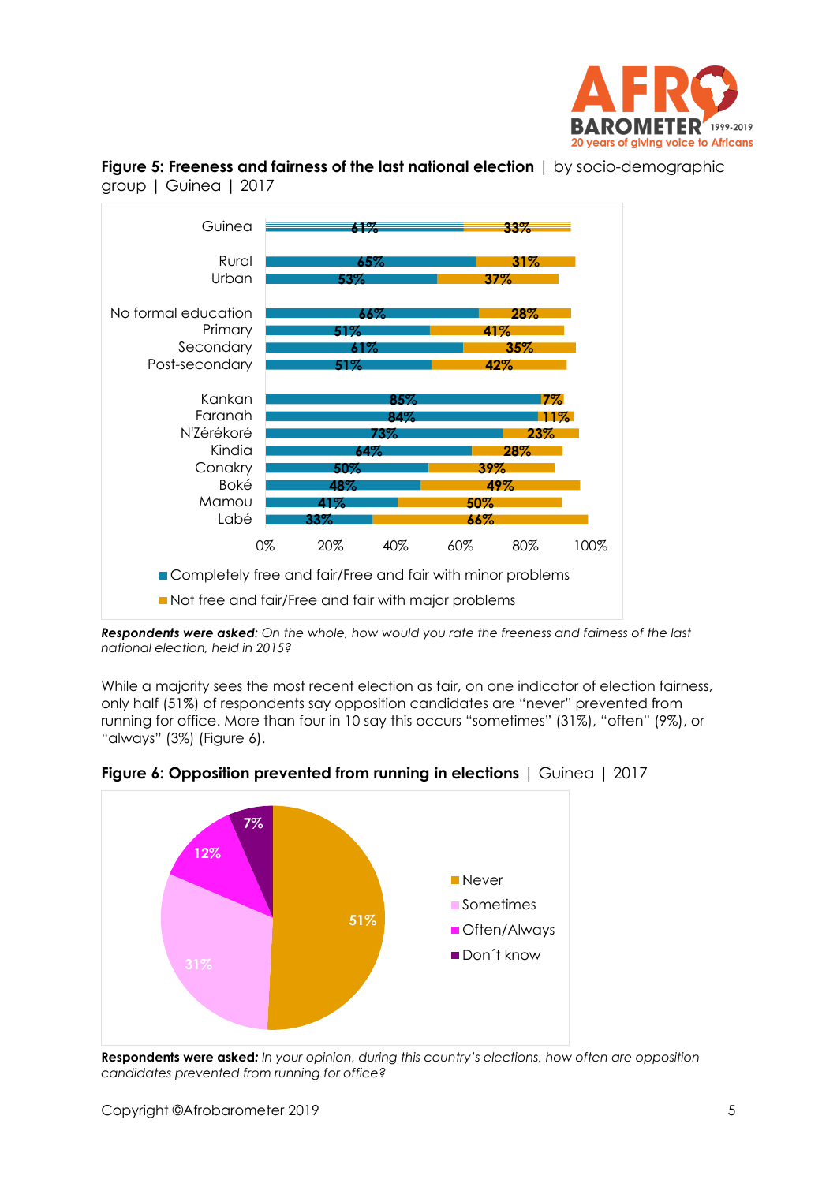**Figure 5: Freeness and fairness of the last national election** | by socio-demographic group | Guinea | 2017

| | Completely free and fair/Free and fair with minor problems | Not free and fair/Free and fair with major problems |
|---|---|---|
| Guinea | 61% | 33% |
| Rural | 65% | 31% |
| Urban | 53% | 37% |
| No formal education | 66% | 28% |
| Primary | 51% | 41% |
| Secondary | 61% | 35% |
| Post-secondary | 51% | 42% |
| Kankan | 85% | 7% |
| Faranah | 84% | 11% |
| N'Zérékoré | 73% | 23% |
| Kindia | 64% | 28% |
| Conakry | 50% | 39% |
| Boké | 48% | 49% |
| Mamou | 41% | 50% |
| Labé | 33% | 66% |

***Respondents were asked****: On the whole, how would you rate the freeness and fairness of the last national election, held in 2015?*

While a majority sees the most recent election as fair, on one indicator of election fairness, only half (51%) of respondents say opposition candidates are "never" prevented from running for office. More than four in 10 say this occurs "sometimes" (31%), "often" (9%), or "always" (3%) (Figure 6).

**Figure 6: Opposition prevented from running in elections** | Guinea | 2017

| Response | % |
|---|---|
| Never | 51% |
| Sometimes | 31% |
| Often/Always | 12% |
| Don´t know | 7% |

**Respondents were asked:** *In your opinion, during this country's elections, how often are opposition candidates prevented from running for office?*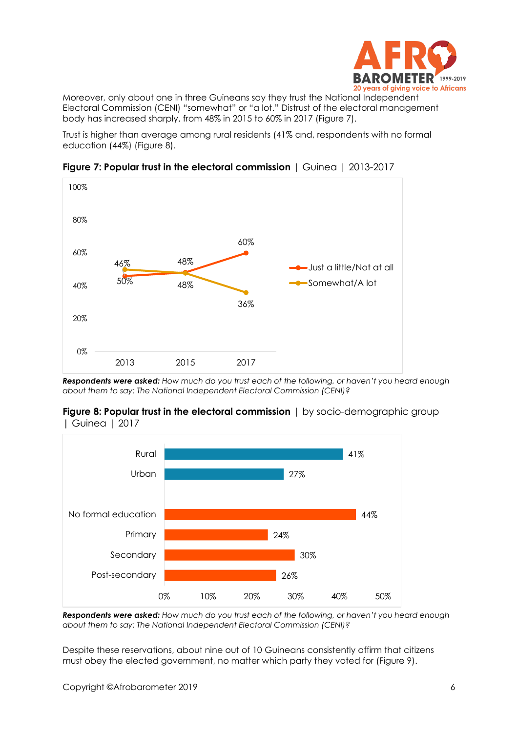Moreover, only about one in three Guineans say they trust the National Independent Electoral Commission (CENI) "somewhat" or "a lot." Distrust of the electoral management body has increased sharply, from 48% in 2015 to 60% in 2017 (Figure 7).

Trust is higher than average among rural residents (41% and, respondents with no formal education (44%) (Figure 8).

**Figure 7: Popular trust in the electoral commission** | Guinea | 2013-2017

| | 2013 | 2015 | 2017 |
|---|---|---|---|
| Just a little/Not at all | 46% | 48% | 60% |
| Somewhat/A lot | 50% | 48% | 36% |

***Respondents were asked:*** *How much do you trust each of the following, or haven't you heard enough about them to say: The National Independent Electoral Commission (CENI)?*

**Figure 8: Popular trust in the electoral commission** | by socio-demographic group | Guinea | 2017

| Group | % |
|---|---|
| Rural | 41% |
| Urban | 27% |
| No formal education | 44% |
| Primary | 24% |
| Secondary | 30% |
| Post-secondary | 26% |

***Respondents were asked:*** *How much do you trust each of the following, or haven't you heard enough about them to say: The National Independent Electoral Commission (CENI)?*

Despite these reservations, about nine out of 10 Guineans consistently affirm that citizens must obey the elected government, no matter which party they voted for (Figure 9).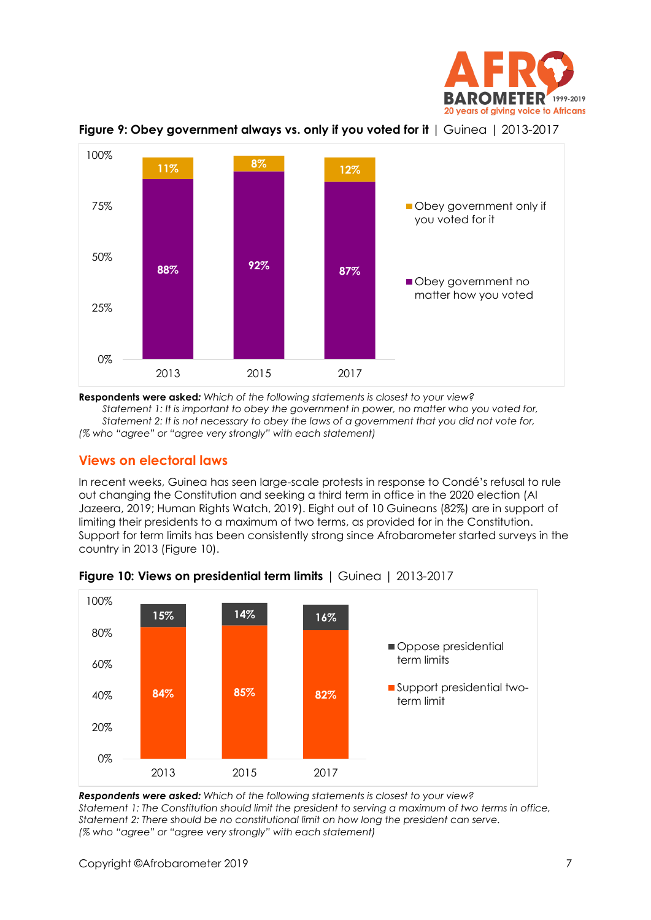**Figure 9: Obey government always vs. only if you voted for it** | Guinea | 2013-2017

| | 2013 | 2015 | 2017 |
|---|---|---|---|
| Obey government only if you voted for it | 11% | 8% | 12% |
| Obey government no matter how you voted | 88% | 92% | 87% |

**Respondents were asked:** *Which of the following statements is closest to your view?*
*Statement 1: It is important to obey the government in power, no matter who you voted for.*
*Statement 2: It is not necessary to obey the laws of a government that you did not vote for.*
*(% who "agree" or "agree very strongly" with each statement)*

## Views on electoral laws

In recent weeks, Guinea has seen large-scale protests in response to Condé's refusal to rule out changing the Constitution and seeking a third term in office in the 2020 election (Al Jazeera, 2019; Human Rights Watch, 2019). Eight out of 10 Guineans (82%) are in support of limiting their presidents to a maximum of two terms, as provided for in the Constitution. Support for term limits has been consistently strong since Afrobarometer started surveys in the country in 2013 (Figure 10).

**Figure 10: Views on presidential term limits** | Guinea | 2013-2017

| | 2013 | 2015 | 2017 |
|---|---|---|---|
| Oppose presidential term limits | 15% | 14% | 16% |
| Support presidential two-term limit | 84% | 85% | 82% |

***Respondents were asked:*** *Which of the following statements is closest to your view?*
*Statement 1: The Constitution should limit the president to serving a maximum of two terms in office.*
*Statement 2: There should be no constitutional limit on how long the president can serve.*
*(% who "agree" or "agree very strongly" with each statement)*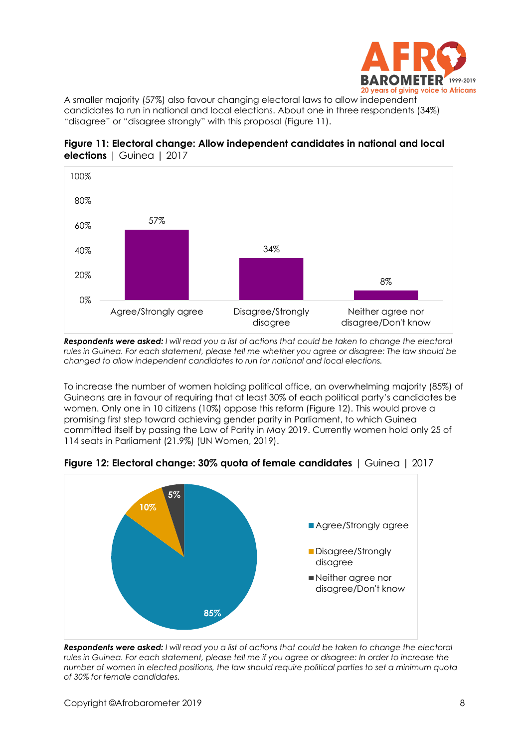A smaller majority (57%) also favour changing electoral laws to allow independent candidates to run in national and local elections. About one in three respondents (34%) "disagree" or "disagree strongly" with this proposal (Figure 11).

**Figure 11: Electoral change: Allow independent candidates in national and local elections** | Guinea | 2017

| | Percentage |
|---|---|
| Agree/Strongly agree | 57% |
| Disagree/Strongly disagree | 34% |
| Neither agree nor disagree/Don't know | 8% |

***Respondents were asked:*** *I will read you a list of actions that could be taken to change the electoral rules in Guinea. For each statement, please tell me whether you agree or disagree: The law should be changed to allow independent candidates to run for national and local elections.*

To increase the number of women holding political office, an overwhelming majority (85%) of Guineans are in favour of requiring that at least 30% of each political party's candidates be women. Only one in 10 citizens (10%) oppose this reform (Figure 12). This would prove a promising first step toward achieving gender parity in Parliament, to which Guinea committed itself by passing the Law of Parity in May 2019. Currently women hold only 25 of 114 seats in Parliament (21.9%) (UN Women, 2019).

**Figure 12: Electoral change: 30% quota of female candidates** | Guinea | 2017

| | Percentage |
|---|---|
| Agree/Strongly agree | 85% |
| Disagree/Strongly disagree | 10% |
| Neither agree nor disagree/Don't know | 5% |

***Respondents were asked:*** *I will read you a list of actions that could be taken to change the electoral rules in Guinea. For each statement, please tell me if you agree or disagree: In order to increase the number of women in elected positions, the law should require political parties to set a minimum quota of 30% for female candidates.*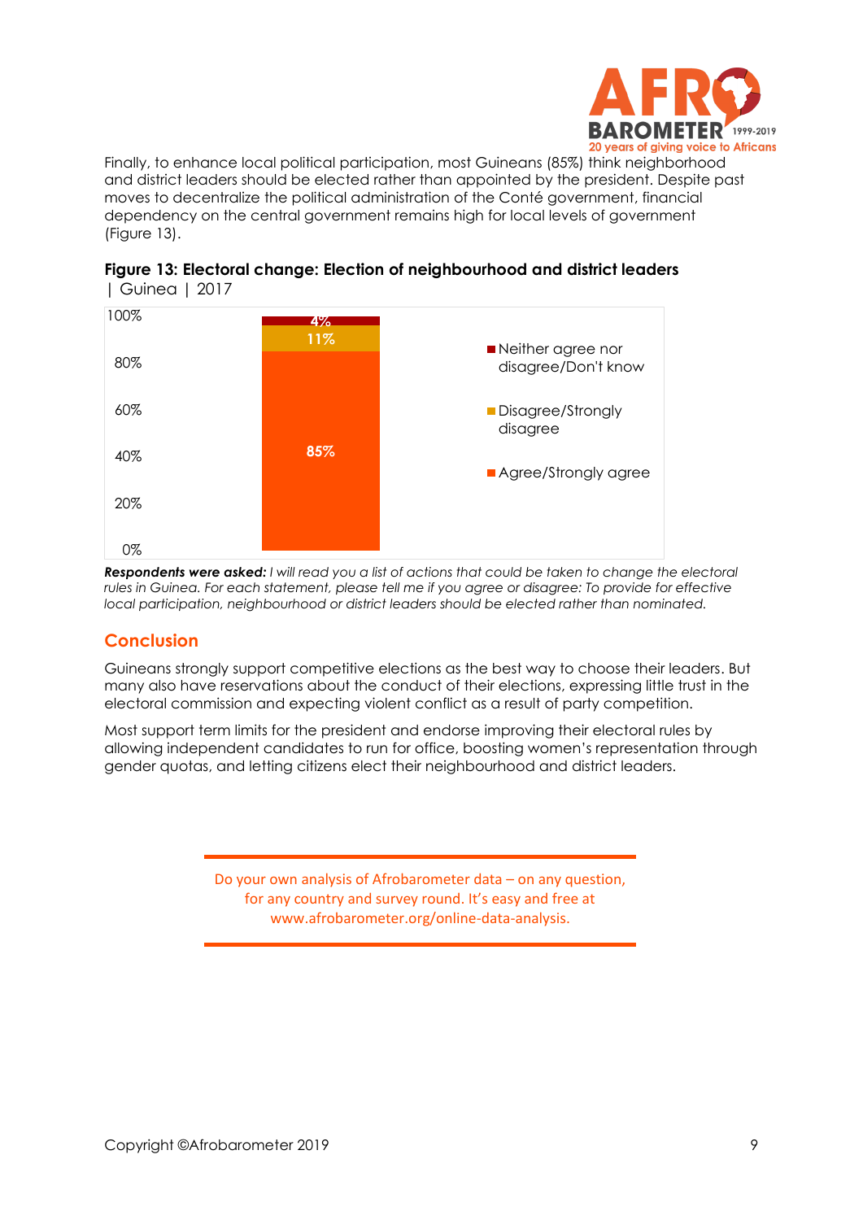Finally, to enhance local political participation, most Guineans (85%) think neighborhood and district leaders should be elected rather than appointed by the president. Despite past moves to decentralize the political administration of the Conté government, financial dependency on the central government remains high for local levels of government (Figure 13).

**Figure 13: Electoral change: Election of neighbourhood and district leaders** | Guinea | 2017

| Response | % |
| --- | --- |
| Neither agree nor disagree/Don't know | 4% |
| Disagree/Strongly disagree | 11% |
| Agree/Strongly agree | 85% |

***Respondents were asked:*** *I will read you a list of actions that could be taken to change the electoral rules in Guinea. For each statement, please tell me if you agree or disagree: To provide for effective local participation, neighbourhood or district leaders should be elected rather than nominated.*

## Conclusion

Guineans strongly support competitive elections as the best way to choose their leaders. But many also have reservations about the conduct of their elections, expressing little trust in the electoral commission and expecting violent conflict as a result of party competition.

Most support term limits for the president and endorse improving their electoral rules by allowing independent candidates to run for office, boosting women's representation through gender quotas, and letting citizens elect their neighbourhood and district leaders.

Do your own analysis of Afrobarometer data – on any question, for any country and survey round. It's easy and free at www.afrobarometer.org/online-data-analysis.

Copyright ©Afrobarometer 2019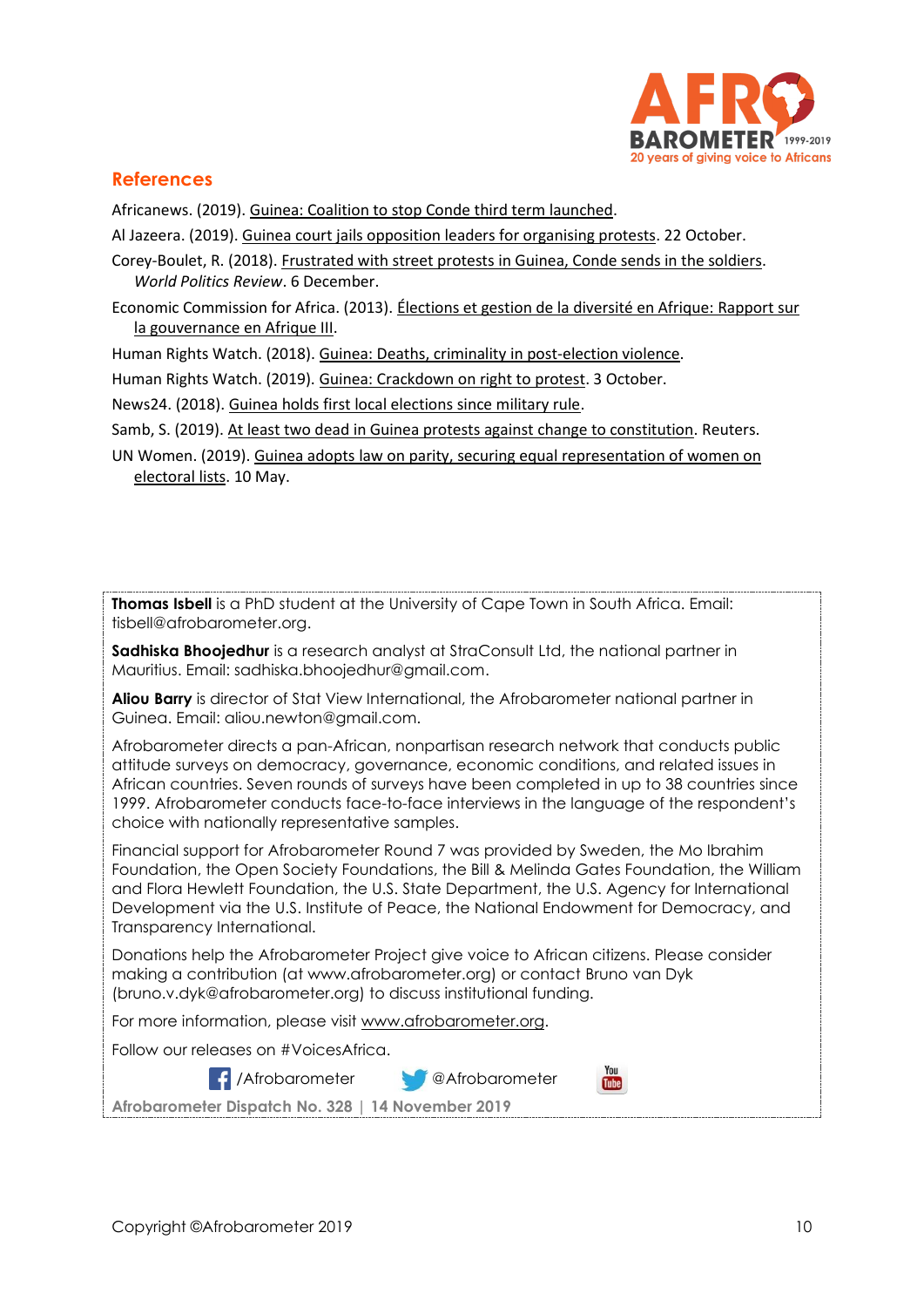## References

Africanews. (2019). Guinea: Coalition to stop Conde third term launched.

Al Jazeera. (2019). Guinea court jails opposition leaders for organising protests. 22 October.

Corey-Boulet, R. (2018). Frustrated with street protests in Guinea, Conde sends in the soldiers. *World Politics Review*. 6 December.

Economic Commission for Africa. (2013). Élections et gestion de la diversité en Afrique: Rapport sur la gouvernance en Afrique III.

Human Rights Watch. (2018). Guinea: Deaths, criminality in post-election violence.

Human Rights Watch. (2019). Guinea: Crackdown on right to protest. 3 October.

News24. (2018). Guinea holds first local elections since military rule.

Samb, S. (2019). At least two dead in Guinea protests against change to constitution. Reuters.

UN Women. (2019). Guinea adopts law on parity, securing equal representation of women on electoral lists. 10 May.

---

**Thomas Isbell** is a PhD student at the University of Cape Town in South Africa. Email: tisbell@afrobarometer.org.

**Sadhiska Bhoojedhur** is a research analyst at StraConsult Ltd, the national partner in Mauritius. Email: sadhiska.bhoojedhur@gmail.com.

**Aliou Barry** is director of Stat View International, the Afrobarometer national partner in Guinea. Email: aliou.newton@gmail.com.

Afrobarometer directs a pan-African, nonpartisan research network that conducts public attitude surveys on democracy, governance, economic conditions, and related issues in African countries. Seven rounds of surveys have been completed in up to 38 countries since 1999. Afrobarometer conducts face-to-face interviews in the language of the respondent's choice with nationally representative samples.

Financial support for Afrobarometer Round 7 was provided by Sweden, the Mo Ibrahim Foundation, the Open Society Foundations, the Bill & Melinda Gates Foundation, the William and Flora Hewlett Foundation, the U.S. State Department, the U.S. Agency for International Development via the U.S. Institute of Peace, the National Endowment for Democracy, and Transparency International.

Donations help the Afrobarometer Project give voice to African citizens. Please consider making a contribution (at www.afrobarometer.org) or contact Bruno van Dyk (bruno.v.dyk@afrobarometer.org) to discuss institutional funding.

For more information, please visit www.afrobarometer.org.

Follow our releases on #VoicesAfrica.

/Afrobarometer @Afrobarometer

**Afrobarometer Dispatch No. 328 | 14 November 2019**